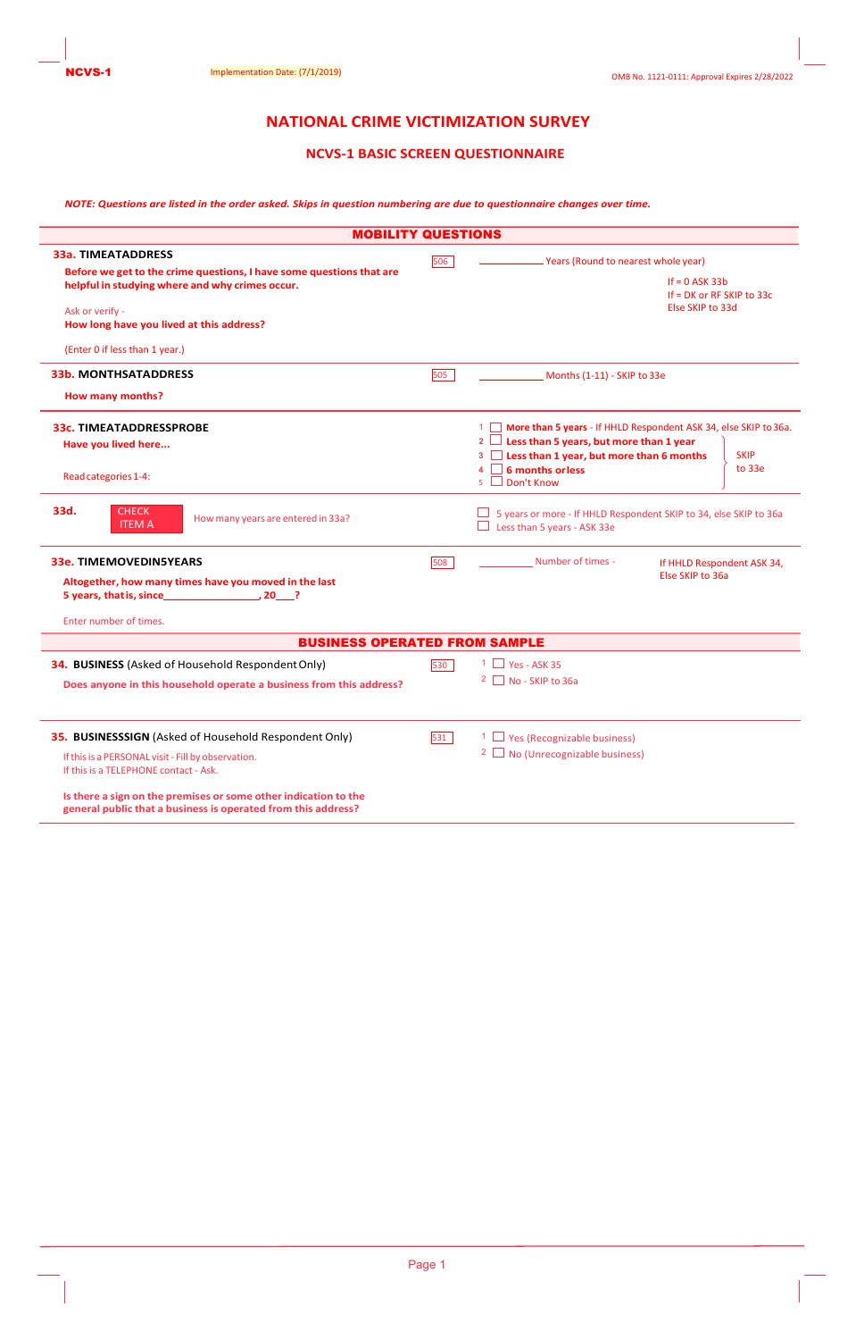NCVS-1 &nbsp;&nbsp;&nbsp; Implementation Date: (7/1/2019) &nbsp;&nbsp;&nbsp; OMB No. 1121-0111: Approval Expires 2/28/2022

# NATIONAL CRIME VICTIMIZATION SURVEY

## NCVS-1 BASIC SCREEN QUESTIONNAIRE

***NOTE: Questions are listed in the order asked. Skips in question numbering are due to questionnaire changes over time.***

## MOBILITY QUESTIONS

**33a. TIMEATADDRESS**

**Before we get to the crime questions, I have some questions that are helpful in studying where and why crimes occur.**

Ask or verify -
**How long have you lived at this address?**

(Enter 0 if less than 1 year.)

506 ____________ Years (Round to nearest whole year)

If = 0 ASK 33b
If = DK or RF SKIP to 33c
Else SKIP to 33d

**33b. MONTHSATADDRESS**

**How many months?**

505 ____________ Months (1-11) - SKIP to 33e

**33c. TIMEATADDRESSPROBE**

**Have you lived here...**

Read categories 1-4:

1 ☐ **More than 5 years** - If HHLD Respondent ASK 34, else SKIP to 36a.
2 ☐ **Less than 5 years, but more than 1 year**
3 ☐ **Less than 1 year, but more than 6 months**
4 ☐ **6 months or less**
5 ☐ Don't Know

(2–5: SKIP to 33e)

**33d.** CHECK ITEM A — How many years are entered in 33a?

☐ 5 years or more - If HHLD Respondent SKIP to 34, else SKIP to 36a
☐ Less than 5 years - ASK 33e

**33e. TIMEMOVEDIN5YEARS**

**Altogether, how many times have you moved in the last 5 years, that is, since_________________, 20___?**

Enter number of times.

508 __________ Number of times - If HHLD Respondent ASK 34, Else SKIP to 36a

## BUSINESS OPERATED FROM SAMPLE

**34. BUSINESS** (Asked of Household Respondent Only)

**Does anyone in this household operate a business from this address?**

530
1 ☐ Yes - ASK 35
2 ☐ No - SKIP to 36a

**35. BUSINESSSIGN** (Asked of Household Respondent Only)

If this is a PERSONAL visit - Fill by observation.
If this is a TELEPHONE contact - Ask.

**Is there a sign on the premises or some other indication to the general public that a business is operated from this address?**

531
1 ☐ Yes (Recognizable business)
2 ☐ No (Unrecognizable business)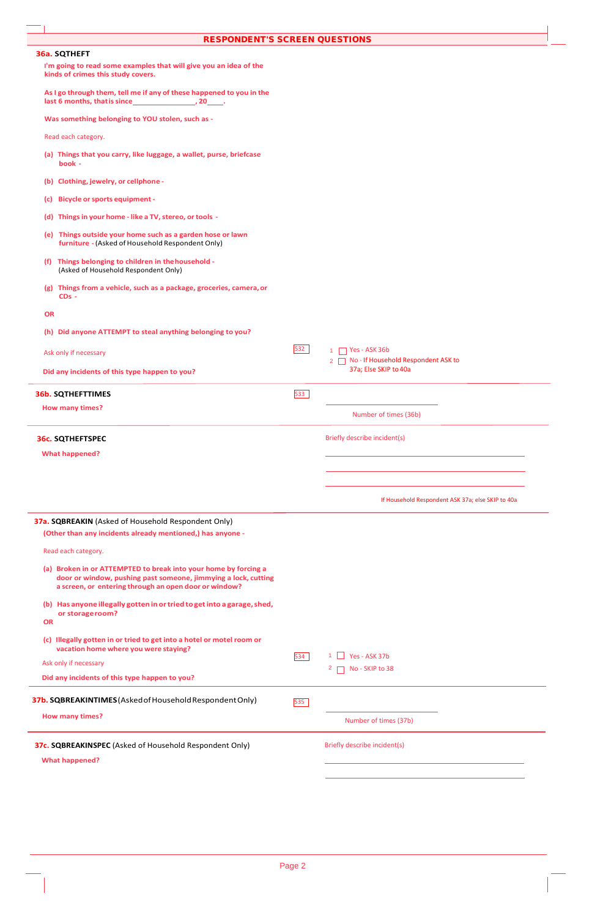## RESPONDENT'S SCREEN QUESTIONS

**36a. SQTHEFT**

**I'm going to read some examples that will give you an idea of the kinds of crimes this study covers.**

**As I go through them, tell me if any of these happened to you in the last 6 months, that is since\_\_\_\_\_\_\_\_\_\_\_\_\_\_\_\_, 20\_\_\_\_.**

**Was something belonging to YOU stolen, such as -**

Read each category.

**(a) Things that you carry, like luggage, a wallet, purse, briefcase book -**

**(b) Clothing, jewelry, or cellphone -**

**(c) Bicycle or sports equipment -**

**(d) Things in your home - like a TV, stereo, or tools -**

**(e) Things outside your home such as a garden hose or lawn furniture -** (Asked of Household Respondent Only)

**(f) Things belonging to children in the household -** (Asked of Household Respondent Only)

**(g) Things from a vehicle, such as a package, groceries, camera, or CDs -**

**OR**

**(h) Did anyone ATTEMPT to steal anything belonging to you?**

Ask only if necessary

**Did any incidents of this type happen to you?**

532

1 ☐ Yes - ASK 36b

2 ☐ No - If Household Respondent ASK to 37a; Else SKIP to 40a

**36b. SQTHEFTTIMES**

**How many times?**

533

\_\_\_\_\_\_\_\_\_\_\_\_\_\_\_\_

Number of times (36b)

**36c. SQTHEFTSPEC**

**What happened?**

Briefly describe incident(s)

\_\_\_\_\_\_\_\_\_\_\_\_\_\_\_\_\_\_\_\_\_\_\_\_\_\_\_\_\_\_\_\_

\_\_\_\_\_\_\_\_\_\_\_\_\_\_\_\_\_\_\_\_\_\_\_\_\_\_\_\_\_\_\_\_

\_\_\_\_\_\_\_\_\_\_\_\_\_\_\_\_\_\_\_\_\_\_\_\_\_\_\_\_\_\_\_\_

If Household Respondent ASK 37a; else SKIP to 40a

**37a. SQBREAKIN** (Asked of Household Respondent Only)

**(Other than any incidents already mentioned,) has anyone -**

Read each category.

**(a) Broken in or ATTEMPTED to break into your home by forcing a door or window, pushing past someone, jimmying a lock, cutting a screen, or entering through an open door or window?**

**(b) Has anyone illegally gotten in or tried to get into a garage, shed, or storage room?**

**OR**

**(c) Illegally gotten in or tried to get into a hotel or motel room or vacation home where you were staying?**

Ask only if necessary

**Did any incidents of this type happen to you?**

534

1 ☐ Yes - ASK 37b

2 ☐ No - SKIP to 38

**37b. SQBREAKINTIMES** (Asked of Household Respondent Only)

**How many times?**

535

\_\_\_\_\_\_\_\_\_\_\_\_\_\_\_\_

Number of times (37b)

**37c. SQBREAKINSPEC** (Asked of Household Respondent Only)

**What happened?**

Briefly describe incident(s)

\_\_\_\_\_\_\_\_\_\_\_\_\_\_\_\_\_\_\_\_\_\_\_\_\_\_\_\_\_\_\_\_

\_\_\_\_\_\_\_\_\_\_\_\_\_\_\_\_\_\_\_\_\_\_\_\_\_\_\_\_\_\_\_\_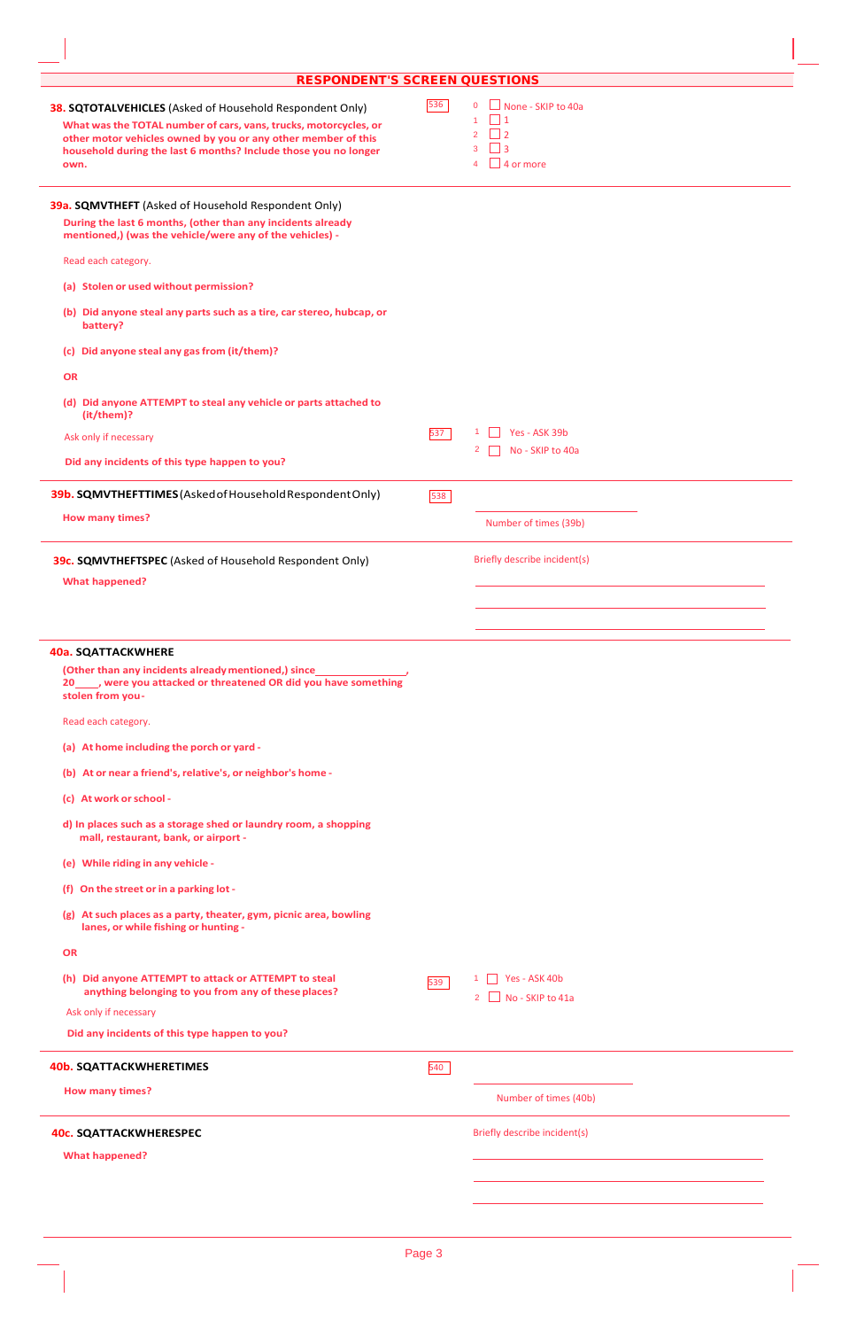## RESPONDENT'S SCREEN QUESTIONS

**38. SQTOTALVEHICLES** (Asked of Household Respondent Only)

**What was the TOTAL number of cars, vans, trucks, motorcycles, or other motor vehicles owned by you or any other member of this household during the last 6 months? Include those you no longer own.**

536

- 0 ☐ None - SKIP to 40a
- 1 ☐ 1
- 2 ☐ 2
- 3 ☐ 3
- 4 ☐ 4 or more

---

**39a. SQMVTHEFT** (Asked of Household Respondent Only)

**During the last 6 months, (other than any incidents already mentioned,) (was the vehicle/were any of the vehicles) -**

Read each category.

**(a) Stolen or used without permission?**

**(b) Did anyone steal any parts such as a tire, car stereo, hubcap, or battery?**

**(c) Did anyone steal any gas from (it/them)?**

**OR**

**(d) Did anyone ATTEMPT to steal any vehicle or parts attached to (it/them)?**

Ask only if necessary

**Did any incidents of this type happen to you?**

537

- 1 ☐ Yes - ASK 39b
- 2 ☐ No - SKIP to 40a

---

**39b. SQMVTHEFTTIMES** (Asked of Household Respondent Only)

**How many times?**

538

\_\_\_\_\_\_\_\_\_\_\_\_\_\_\_\_\_\_\_\_
Number of times (39b)

---

**39c. SQMVTHEFTSPEC** (Asked of Household Respondent Only)

**What happened?**

Briefly describe incident(s)

\_\_\_\_\_\_\_\_\_\_\_\_\_\_\_\_\_\_\_\_\_\_\_\_\_\_\_\_\_\_

\_\_\_\_\_\_\_\_\_\_\_\_\_\_\_\_\_\_\_\_\_\_\_\_\_\_\_\_\_\_

\_\_\_\_\_\_\_\_\_\_\_\_\_\_\_\_\_\_\_\_\_\_\_\_\_\_\_\_\_\_

---

**40a. SQATTACKWHERE**

**(Other than any incidents already mentioned,) since \_\_\_\_\_\_\_\_\_\_\_\_\_\_\_\_, 20\_\_\_\_, were you attacked or threatened OR did you have something stolen from you -**

Read each category.

**(a) At home including the porch or yard -**

**(b) At or near a friend's, relative's, or neighbor's home -**

**(c) At work or school -**

**d) In places such as a storage shed or laundry room, a shopping mall, restaurant, bank, or airport -**

**(e) While riding in any vehicle -**

**(f) On the street or in a parking lot -**

**(g) At such places as a party, theater, gym, picnic area, bowling lanes, or while fishing or hunting -**

**OR**

**(h) Did anyone ATTEMPT to attack or ATTEMPT to steal anything belonging to you from any of these places?**

Ask only if necessary

**Did any incidents of this type happen to you?**

539

- 1 ☐ Yes - ASK 40b
- 2 ☐ No - SKIP to 41a

---

**40b. SQATTACKWHERETIMES**

**How many times?**

540

\_\_\_\_\_\_\_\_\_\_\_\_\_\_\_\_\_\_\_\_
Number of times (40b)

**40c. SQATTACKWHERESPEC**

**What happened?**

Briefly describe incident(s)

\_\_\_\_\_\_\_\_\_\_\_\_\_\_\_\_\_\_\_\_\_\_\_\_\_\_\_\_\_\_

\_\_\_\_\_\_\_\_\_\_\_\_\_\_\_\_\_\_\_\_\_\_\_\_\_\_\_\_\_\_

\_\_\_\_\_\_\_\_\_\_\_\_\_\_\_\_\_\_\_\_\_\_\_\_\_\_\_\_\_\_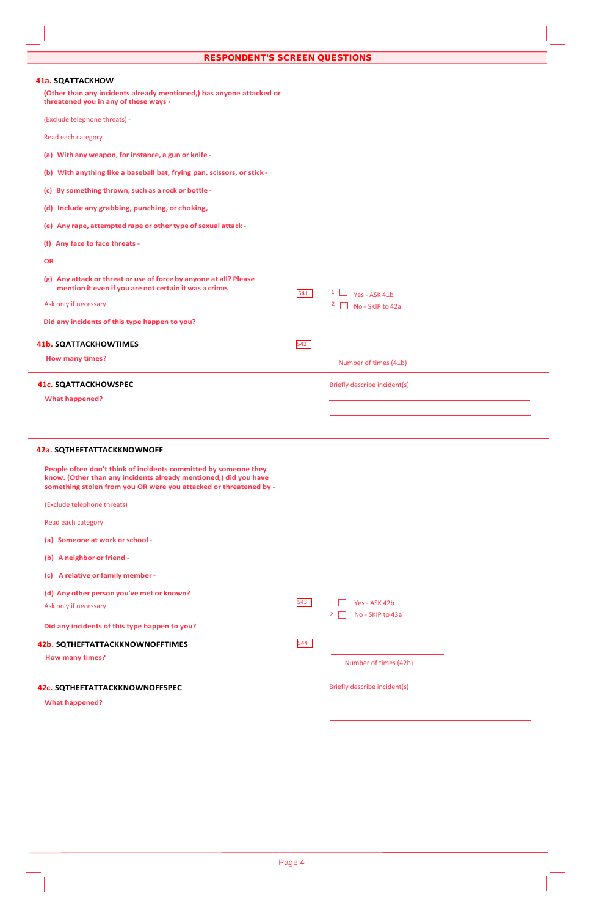## RESPONDENT'S SCREEN QUESTIONS

**41a. SQATTACKHOW**

**(Other than any incidents already mentioned,) has anyone attacked or threatened you in any of these ways -**

(Exclude telephone threats) -

Read each category.

**(a) With any weapon, for instance, a gun or knife -**

**(b) With anything like a baseball bat, frying pan, scissors, or stick -**

**(c) By something thrown, such as a rock or bottle -**

**(d) Include any grabbing, punching, or choking,**

**(e) Any rape, attempted rape or other type of sexual attack -**

**(f) Any face to face threats -**

**OR**

**(g) Any attack or threat or use of force by anyone at all? Please mention it even if you are not certain it was a crime.**

Ask only if necessary

**Did any incidents of this type happen to you?**

541

1 ☐ Yes - ASK 41b
2 ☐ No - SKIP to 42a

---

**41b. SQATTACKHOWTIMES**

**How many times?**

542

________ Number of times (41b)

---

**41c. SQATTACKHOWSPEC**

**What happened?**

Briefly describe incident(s)

________

________

________

---

**42a. SQTHEFTATTACKKNOWNOFF**

**People often don't think of incidents committed by someone they know. (Other than any incidents already mentioned,) did you have something stolen from you OR were you attacked or threatened by -**

(Exclude telephone threats)

Read each category.

**(a) Someone at work or school -**

**(b) A neighbor or friend -**

**(c) A relative or family member -**

**(d) Any other person you've met or known?**

Ask only if necessary

**Did any incidents of this type happen to you?**

543

1 ☐ Yes - ASK 42b
2 ☐ No - SKIP to 43a

---

**42b. SQTHEFTATTACKKNOWNOFFTIMES**

**How many times?**

544

________ Number of times (42b)

---

**42c. SQTHEFTATTACKKNOWNOFFSPEC**

**What happened?**

Briefly describe incident(s)

________

________

________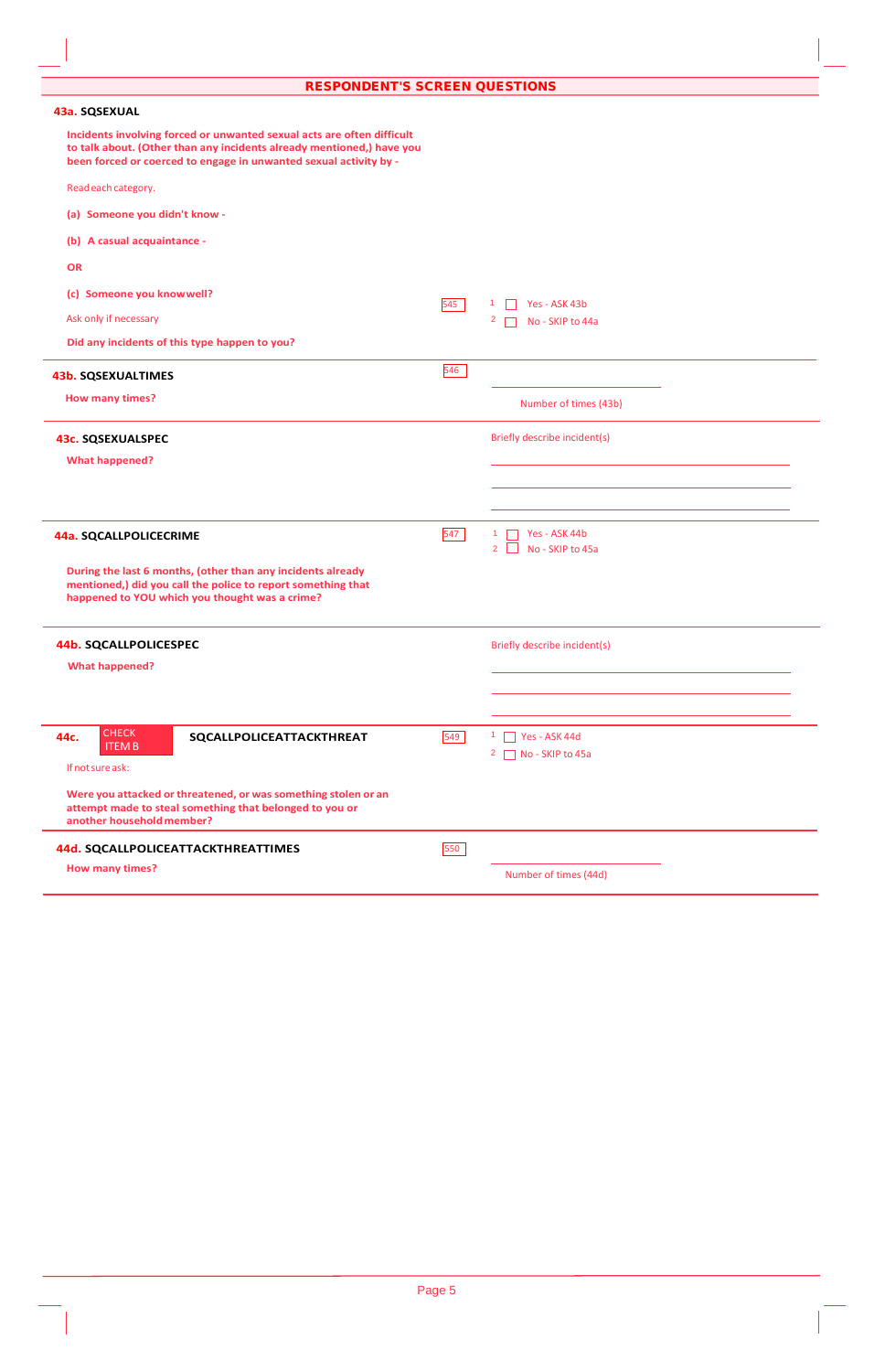## RESPONDENT'S SCREEN QUESTIONS

### 43a. SQSEXUAL

**Incidents involving forced or unwanted sexual acts are often difficult to talk about. (Other than any incidents already mentioned,) have you been forced or coerced to engage in unwanted sexual activity by -**

Read each category.

**(a) Someone you didn't know -**

**(b) A casual acquaintance -**

**OR**

**(c) Someone you know well?**

Ask only if necessary

**Did any incidents of this type happen to you?**

545

1 ☐ Yes - ASK 43b
2 ☐ No - SKIP to 44a

### 43b. SQSEXUALTIMES

**How many times?**

546

\_\_\_\_\_\_\_\_\_\_\_\_\_\_\_\_\_\_\_\_
Number of times (43b)

### 43c. SQSEXUALSPEC

**What happened?**

Briefly describe incident(s)

\_\_\_\_\_\_\_\_\_\_\_\_\_\_\_\_\_\_\_\_\_\_\_\_\_\_\_\_\_\_
\_\_\_\_\_\_\_\_\_\_\_\_\_\_\_\_\_\_\_\_\_\_\_\_\_\_\_\_\_\_
\_\_\_\_\_\_\_\_\_\_\_\_\_\_\_\_\_\_\_\_\_\_\_\_\_\_\_\_\_\_

### 44a. SQCALLPOLICECRIME

**During the last 6 months, (other than any incidents already mentioned,) did you call the police to report something that happened to YOU which you thought was a crime?**

547

1 ☐ Yes - ASK 44b
2 ☐ No - SKIP to 45a

### 44b. SQCALLPOLICESPEC

**What happened?**

Briefly describe incident(s)

\_\_\_\_\_\_\_\_\_\_\_\_\_\_\_\_\_\_\_\_\_\_\_\_\_\_\_\_\_\_
\_\_\_\_\_\_\_\_\_\_\_\_\_\_\_\_\_\_\_\_\_\_\_\_\_\_\_\_\_\_
\_\_\_\_\_\_\_\_\_\_\_\_\_\_\_\_\_\_\_\_\_\_\_\_\_\_\_\_\_\_

### 44c. CHECK ITEM B — SQCALLPOLICEATTACKTHREAT

If not sure ask:

**Were you attacked or threatened, or was something stolen or an attempt made to steal something that belonged to you or another household member?**

549

1 ☐ Yes - ASK 44d
2 ☐ No - SKIP to 45a

### 44d. SQCALLPOLICEATTACKTHREATTIMES

**How many times?**

550

\_\_\_\_\_\_\_\_\_\_\_\_\_\_\_\_\_\_\_\_
Number of times (44d)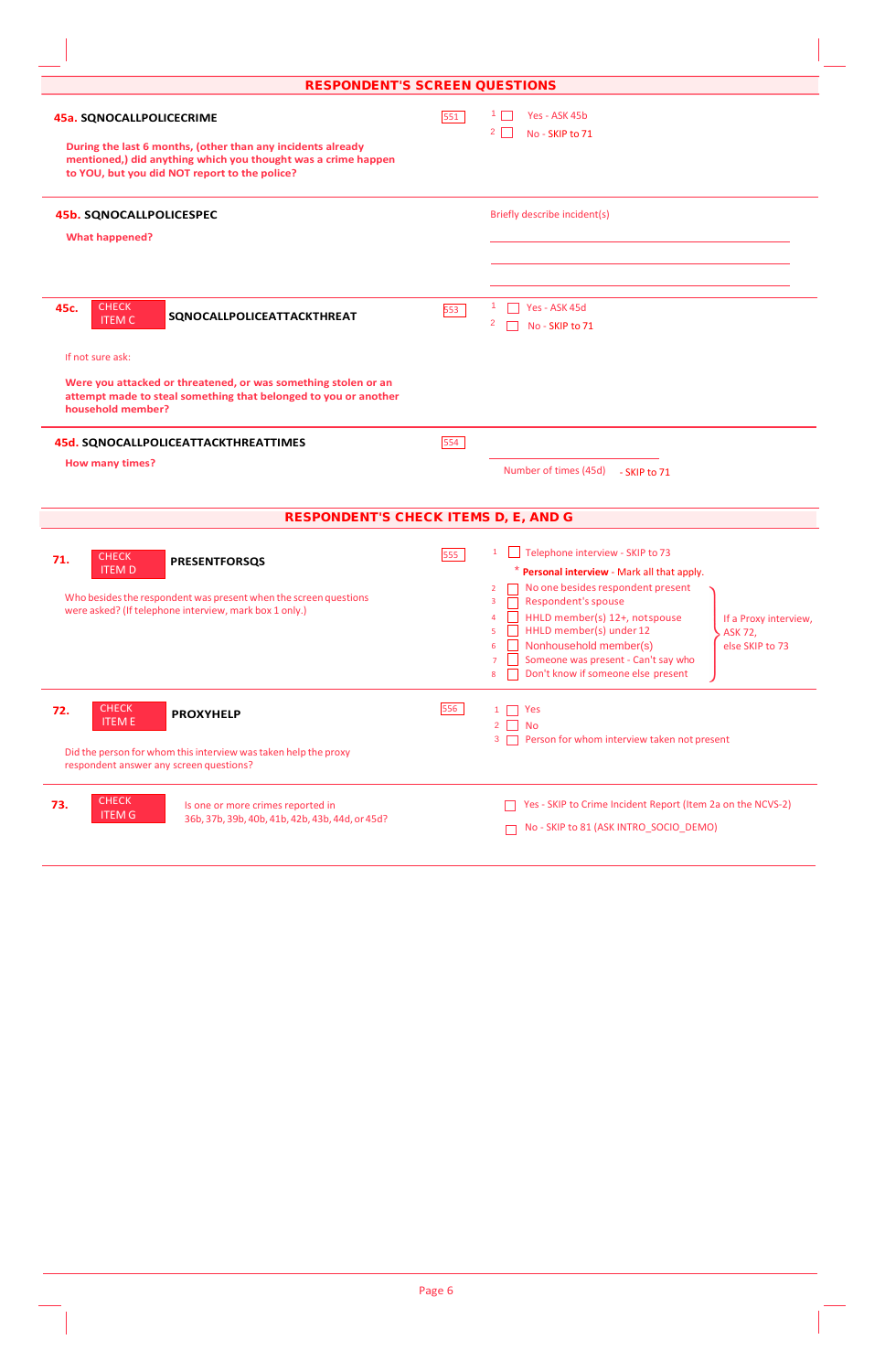## RESPONDENT'S SCREEN QUESTIONS

**45a. SQNOCALLPOLICECRIME** 551

**During the last 6 months, (other than any incidents already mentioned,) did anything which you thought was a crime happen to YOU, but you did NOT report to the police?**

- 1 ☐ Yes - ASK 45b
- 2 ☐ No - SKIP to 71

---

**45b. SQNOCALLPOLICESPEC**

**What happened?**

Briefly describe incident(s)

\_\_\_\_\_\_\_\_\_\_\_\_\_\_\_\_\_\_\_\_\_\_\_\_\_\_\_\_\_\_\_\_

\_\_\_\_\_\_\_\_\_\_\_\_\_\_\_\_\_\_\_\_\_\_\_\_\_\_\_\_\_\_\_\_

\_\_\_\_\_\_\_\_\_\_\_\_\_\_\_\_\_\_\_\_\_\_\_\_\_\_\_\_\_\_\_\_

---

**45c.** CHECK ITEM C **SQNOCALLPOLICEATTACKTHREAT** 553

If not sure ask:

**Were you attacked or threatened, or was something stolen or an attempt made to steal something that belonged to you or another household member?**

- 1 ☐ Yes - ASK 45d
- 2 ☐ No - SKIP to 71

---

**45d. SQNOCALLPOLICEATTACKTHREATTIMES** 554

**How many times?**

\_\_\_\_\_\_\_\_\_\_\_\_\_\_\_\_ Number of times (45d) - SKIP to 71

## RESPONDENT'S CHECK ITEMS D, E, AND G

**71.** CHECK ITEM D **PRESENTFORSQS** 555

Who besides the respondent was present when the screen questions were asked? (If telephone interview, mark box 1 only.)

- 1 ☐ Telephone interview - SKIP to 73

\* **Personal interview** - Mark all that apply.

- 2 ☐ No one besides respondent present
- 3 ☐ Respondent's spouse
- 4 ☐ HHLD member(s) 12+, not spouse
- 5 ☐ HHLD member(s) under 12
- 6 ☐ Nonhousehold member(s)
- 7 ☐ Someone was present - Can't say who
- 8 ☐ Don't know if someone else present

(2–8) If a Proxy interview, ASK 72, else SKIP to 73

---

**72.** CHECK ITEM E **PROXYHELP** 556

Did the person for whom this interview was taken help the proxy respondent answer any screen questions?

- 1 ☐ Yes
- 2 ☐ No
- 3 ☐ Person for whom interview taken not present

---

**73.** CHECK ITEM G

Is one or more crimes reported in 36b, 37b, 39b, 40b, 41b, 42b, 43b, 44d, or 45d?

- ☐ Yes - SKIP to Crime Incident Report (Item 2a on the NCVS-2)
- ☐ No - SKIP to 81 (ASK INTRO_SOCIO_DEMO)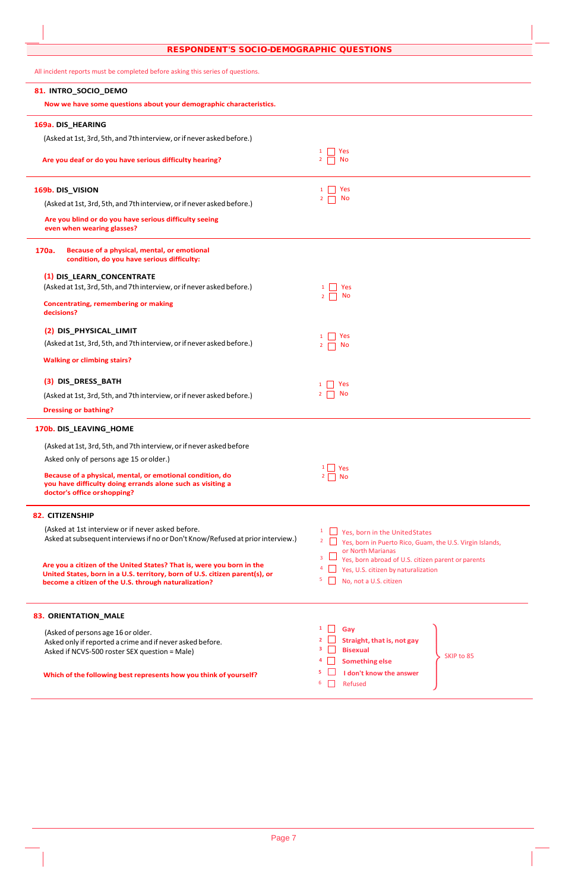## RESPONDENT'S SOCIO-DEMOGRAPHIC QUESTIONS

All incident reports must be completed before asking this series of questions.

**81. INTRO_SOCIO_DEMO**

**Now we have some questions about your demographic characteristics.**

---

**169a. DIS_HEARING**

(Asked at 1st, 3rd, 5th, and 7th interview, or if never asked before.)

**Are you deaf or do you have serious difficulty hearing?**

1 ☐ Yes
2 ☐ No

---

**169b. DIS_VISION**

(Asked at 1st, 3rd, 5th, and 7th interview, or if never asked before.)

**Are you blind or do you have serious difficulty seeing even when wearing glasses?**

1 ☐ Yes
2 ☐ No

---

**170a. Because of a physical, mental, or emotional condition, do you have serious difficulty:**

**(1) DIS_LEARN_CONCENTRATE**

(Asked at 1st, 3rd, 5th, and 7th interview, or if never asked before.)

**Concentrating, remembering or making decisions?**

1 ☐ Yes
2 ☐ No

**(2) DIS_PHYSICAL_LIMIT**

(Asked at 1st, 3rd, 5th, and 7th interview, or if never asked before.)

**Walking or climbing stairs?**

1 ☐ Yes
2 ☐ No

**(3) DIS_DRESS_BATH**

(Asked at 1st, 3rd, 5th, and 7th interview, or if never asked before.)

**Dressing or bathing?**

1 ☐ Yes
2 ☐ No

---

**170b. DIS_LEAVING_HOME**

(Asked at 1st, 3rd, 5th, and 7th interview, or if never asked before

Asked only of persons age 15 or older.)

**Because of a physical, mental, or emotional condition, do you have difficulty doing errands alone such as visiting a doctor's office or shopping?**

1 ☐ Yes
2 ☐ No

---

**82. CITIZENSHIP**

(Asked at 1st interview or if never asked before.
Asked at subsequent interviews if no or Don't Know/Refused at prior interview.)

**Are you a citizen of the United States? That is, were you born in the United States, born in a U.S. territory, born of U.S. citizen parent(s), or become a citizen of the U.S. through naturalization?**

1 ☐ Yes, born in the United States
2 ☐ Yes, born in Puerto Rico, Guam, the U.S. Virgin Islands, or North Marianas
3 ☐ Yes, born abroad of U.S. citizen parent or parents
4 ☐ Yes, U.S. citizen by naturalization
5 ☐ No, not a U.S. citizen

---

**83. ORIENTATION_MALE**

(Asked of persons age 16 or older.
Asked only if reported a crime and if never asked before.
Asked if NCVS-500 roster SEX question = Male)

**Which of the following best represents how you think of yourself?**

1 ☐ **Gay**
2 ☐ **Straight, that is, not gay**
3 ☐ **Bisexual**
4 ☐ **Something else**
5 ☐ **I don't know the answer**
6 ☐ Refused

} SKIP to 85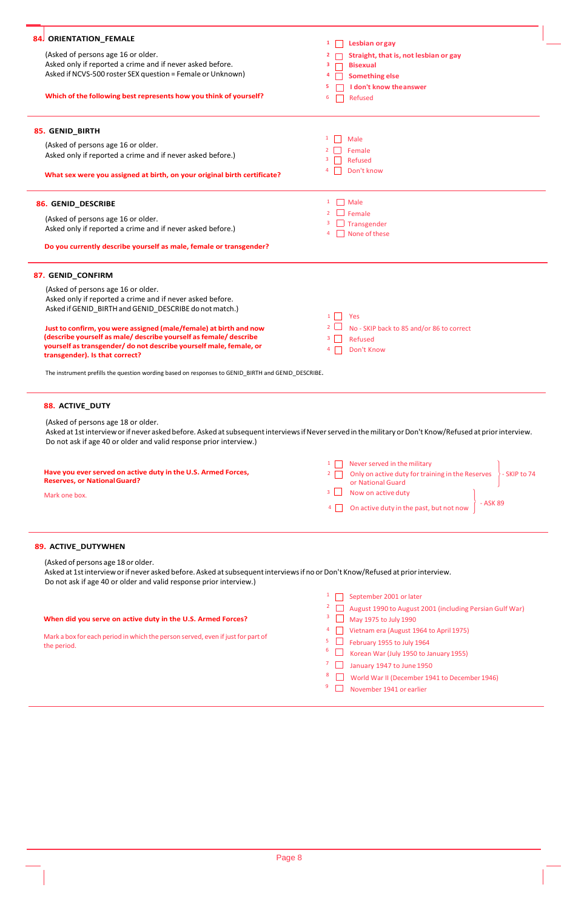## 84. ORIENTATION_FEMALE

(Asked of persons age 16 or older.
Asked only if reported a crime and if never asked before.
Asked if NCVS-500 roster SEX question = Female or Unknown)

**Which of the following best represents how you think of yourself?**

- 1 ☐ **Lesbian or gay**
- 2 ☐ **Straight, that is, not lesbian or gay**
- 3 ☐ **Bisexual**
- 4 ☐ **Something else**
- 5 ☐ **I don't know the answer**
- 6 ☐ Refused

## 85. GENID_BIRTH

(Asked of persons age 16 or older.
Asked only if reported a crime and if never asked before.)

**What sex were you assigned at birth, on your original birth certificate?**

- 1 ☐ Male
- 2 ☐ Female
- 3 ☐ Refused
- 4 ☐ Don't know

## 86. GENID_DESCRIBE

(Asked of persons age 16 or older.
Asked only if reported a crime and if never asked before.)

**Do you currently describe yourself as male, female or transgender?**

- 1 ☐ Male
- 2 ☐ Female
- 3 ☐ Transgender
- 4 ☐ None of these

## 87. GENID_CONFIRM

(Asked of persons age 16 or older.
Asked only if reported a crime and if never asked before.
Asked if GENID_BIRTH and GENID_DESCRIBE do not match.)

**Just to confirm, you were assigned (male/female) at birth and now (describe yourself as male/ describe yourself as female/ describe yourself as transgender/ do not describe yourself male, female, or transgender). Is that correct?**

- 1 ☐ Yes
- 2 ☐ No - SKIP back to 85 and/or 86 to correct
- 3 ☐ Refused
- 4 ☐ Don't Know

The instrument prefills the question wording based on responses to GENID_BIRTH and GENID_DESCRIBE.

## 88. ACTIVE_DUTY

(Asked of persons age 18 or older.
Asked at 1st interview or if never asked before. Asked at subsequent interviews if Never served in the military or Don't Know/Refused at prior interview.
Do not ask if age 40 or older and valid response prior interview.)

**Have you ever served on active duty in the U.S. Armed Forces, Reserves, or National Guard?**

Mark one box.

- 1 ☐ Never served in the military } - SKIP to 74
- 2 ☐ Only on active duty for training in the Reserves or National Guard } - SKIP to 74
- 3 ☐ Now on active duty } - ASK 89
- 4 ☐ On active duty in the past, but not now } - ASK 89

## 89. ACTIVE_DUTYWHEN

(Asked of persons age 18 or older.
Asked at 1st interview or if never asked before. Asked at subsequent interviews if no or Don't Know/Refused at prior interview.
Do not ask if age 40 or older and valid response prior interview.)

**When did you serve on active duty in the U.S. Armed Forces?**

Mark a box for each period in which the person served, even if just for part of the period.

- 1 ☐ September 2001 or later
- 2 ☐ August 1990 to August 2001 (including Persian Gulf War)
- 3 ☐ May 1975 to July 1990
- 4 ☐ Vietnam era (August 1964 to April 1975)
- 5 ☐ February 1955 to July 1964
- 6 ☐ Korean War (July 1950 to January 1955)
- 7 ☐ January 1947 to June 1950
- 8 ☐ World War II (December 1941 to December 1946)
- 9 ☐ November 1941 or earlier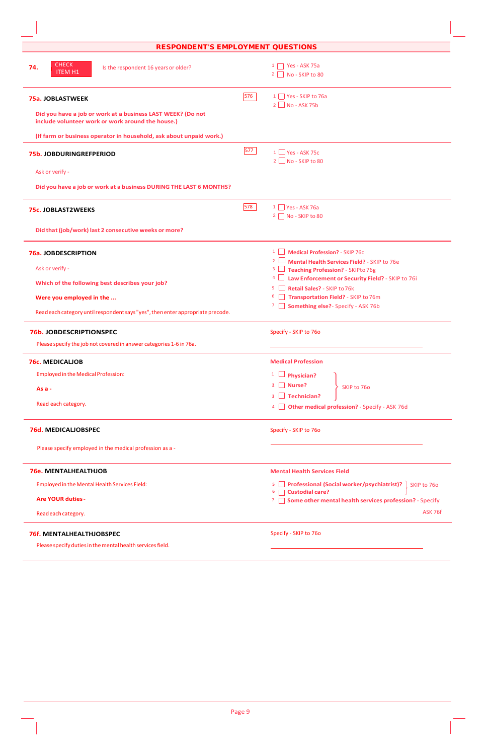## RESPONDENT'S EMPLOYMENT QUESTIONS

**74.** CHECK ITEM H1 — Is the respondent 16 years or older?

1 ☐ Yes - ASK 75a
2 ☐ No - SKIP to 80

---

**75a. JOBLASTWEEK** [576]

**Did you have a job or work at a business LAST WEEK? (Do not include volunteer work or work around the house.)**

**(If farm or business operator in household, ask about unpaid work.)**

1 ☐ Yes - SKIP to 76a
2 ☐ No - ASK 75b

---

**75b. JOBDURINGREFPERIOD** [577]

Ask or verify -

**Did you have a job or work at a business DURING THE LAST 6 MONTHS?**

1 ☐ Yes - ASK 75c
2 ☐ No - SKIP to 80

---

**75c. JOBLAST2WEEKS** [578]

**Did that (job/work) last 2 consecutive weeks or more?**

1 ☐ Yes - ASK 76a
2 ☐ No - SKIP to 80

---

**76a. JOBDESCRIPTION**

Ask or verify -

**Which of the following best describes your job?**

**Were you employed in the ...**

Read each category until respondent says "yes", then enter appropriate precode.

1 ☐ **Medical Profession?** - SKIP 76c
2 ☐ **Mental Health Services Field?** - SKIP to 76e
3 ☐ **Teaching Profession?** - SKIPto 76g
4 ☐ **Law Enforcement or Security Field?** - SKIP to 76i
5 ☐ **Retail Sales?** - SKIP to 76k
6 ☐ **Transportation Field?** - SKIP to 76m
7 ☐ **Something else?**- Specify - ASK 76b

---

**76b. JOBDESCRIPTIONSPEC**

Please specify the job not covered in answer categories 1-6 in 76a.

Specify - SKIP to 76o

\_\_\_\_\_\_\_\_\_\_\_\_\_\_\_\_\_\_\_\_\_\_\_\_\_\_\_\_\_\_

---

**76c. MEDICALJOB**

Employed in the Medical Profession:

**As a -**

Read each category.

**Medical Profession**

1 ☐ **Physician?** } SKIP to 76o
2 ☐ **Nurse?** } SKIP to 76o
3 ☐ **Technician?** } SKIP to 76o
4 ☐ **Other medical profession?** - Specify - ASK 76d

---

**76d. MEDICALJOBSPEC**

Please specify employed in the medical profession as a -

Specify - SKIP to 76o

\_\_\_\_\_\_\_\_\_\_\_\_\_\_\_\_\_\_\_\_\_\_\_\_\_\_\_\_\_\_

---

**76e. MENTALHEALTHJOB**

Employed in the Mental Health Services Field:

**Are YOUR duties -**

Read each category.

**Mental Health Services Field**

5 ☐ **Professional (Social worker/psychiatrist)?** } SKIP to 76o
6 ☐ **Custodial care?** } SKIP to 76o
7 ☐ **Some other mental health services profession?** - Specify ASK 76f

---

**76f. MENTALHEALTHJOBSPEC**

Please specify duties in the mental health services field.

Specify - SKIP to 76o

\_\_\_\_\_\_\_\_\_\_\_\_\_\_\_\_\_\_\_\_\_\_\_\_\_\_\_\_\_\_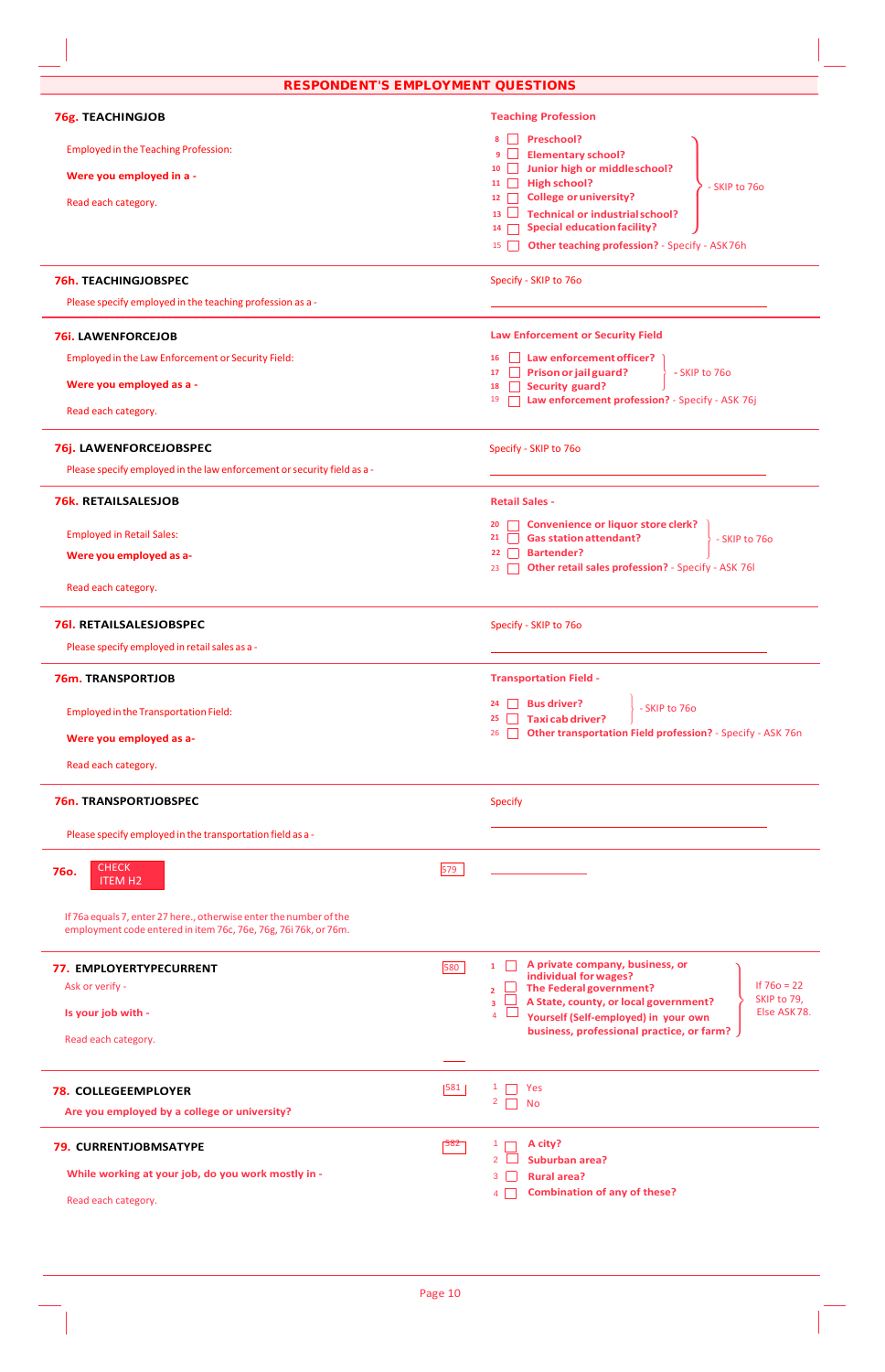## RESPONDENT'S EMPLOYMENT QUESTIONS

### 76g. TEACHINGJOB

Employed in the Teaching Profession:

**Were you employed in a -**

Read each category.

**Teaching Profession**

- 8 ☐ **Preschool?**
- 9 ☐ **Elementary school?**
- 10 ☐ **Junior high or middle school?**
- 11 ☐ **High school?**
- 12 ☐ **College or university?**
- 13 ☐ **Technical or industrial school?**
- 14 ☐ **Special education facility?**

} - SKIP to 76o

- 15 ☐ **Other teaching profession?** - Specify - ASK 76h

### 76h. TEACHINGJOBSPEC

Please specify employed in the teaching profession as a -

Specify - SKIP to 76o

\_\_\_\_\_\_\_\_\_\_\_\_\_\_\_\_\_\_\_\_\_\_\_\_\_\_\_\_\_\_

### 76i. LAWENFORCEJOB

Employed in the Law Enforcement or Security Field:

**Were you employed as a -**

Read each category.

**Law Enforcement or Security Field**

- 16 ☐ **Law enforcement officer?**
- 17 ☐ **Prison or jail guard?**
- 18 ☐ **Security guard?**

} - SKIP to 76o

- 19 ☐ **Law enforcement profession?** - Specify - ASK 76j

### 76j. LAWENFORCEJOBSPEC

Please specify employed in the law enforcement or security field as a -

Specify - SKIP to 76o

\_\_\_\_\_\_\_\_\_\_\_\_\_\_\_\_\_\_\_\_\_\_\_\_\_\_\_\_\_\_

### 76k. RETAILSALESJOB

Employed in Retail Sales:

**Were you employed as a-**

Read each category.

**Retail Sales -**

- 20 ☐ **Convenience or liquor store clerk?**
- 21 ☐ **Gas station attendant?**
- 22 ☐ **Bartender?**

} - SKIP to 76o

- 23 ☐ **Other retail sales profession?** - Specify - ASK 76l

### 76l. RETAILSALESJOBSPEC

Please specify employed in retail sales as a -

Specify - SKIP to 76o

\_\_\_\_\_\_\_\_\_\_\_\_\_\_\_\_\_\_\_\_\_\_\_\_\_\_\_\_\_\_

### 76m. TRANSPORTJOB

Employed in the Transportation Field:

**Were you employed as a-**

Read each category.

**Transportation Field -**

- 24 ☐ **Bus driver?**
- 25 ☐ **Taxi cab driver?**

} - SKIP to 76o

- 26 ☐ **Other transportation Field profession?** - Specify - ASK 76n

### 76n. TRANSPORTJOBSPEC

Please specify employed in the transportation field as a -

Specify

\_\_\_\_\_\_\_\_\_\_\_\_\_\_\_\_\_\_\_\_\_\_\_\_\_\_\_\_\_\_

### 76o. CHECK ITEM H2

579 \_\_\_\_\_\_\_\_\_\_\_\_\_\_\_\_

If 76a equals 7, enter 27 here., otherwise enter the number of the employment code entered in item 76c, 76e, 76g, 76i 76k, or 76m.

### 77. EMPLOYERTYPECURRENT

Ask or verify -

**Is your job with -**

Read each category.

580

- 1 ☐ **A private company, business, or individual for wages?**
- 2 ☐ **The Federal government?**
- 3 ☐ **A State, county, or local government?**
- 4 ☐ **Yourself (Self-employed) in your own business, professional practice, or farm?**

} If 76o = 22 SKIP to 79, Else ASK 78.

### 78. COLLEGEEMPLOYER

**Are you employed by a college or university?**

581

- 1 ☐ Yes
- 2 ☐ No

### 79. CURRENTJOBMSATYPE

**While working at your job, do you work mostly in -**

Read each category.

582

- 1 ☐ **A city?**
- 2 ☐ **Suburban area?**
- 3 ☐ **Rural area?**
- 4 ☐ **Combination of any of these?**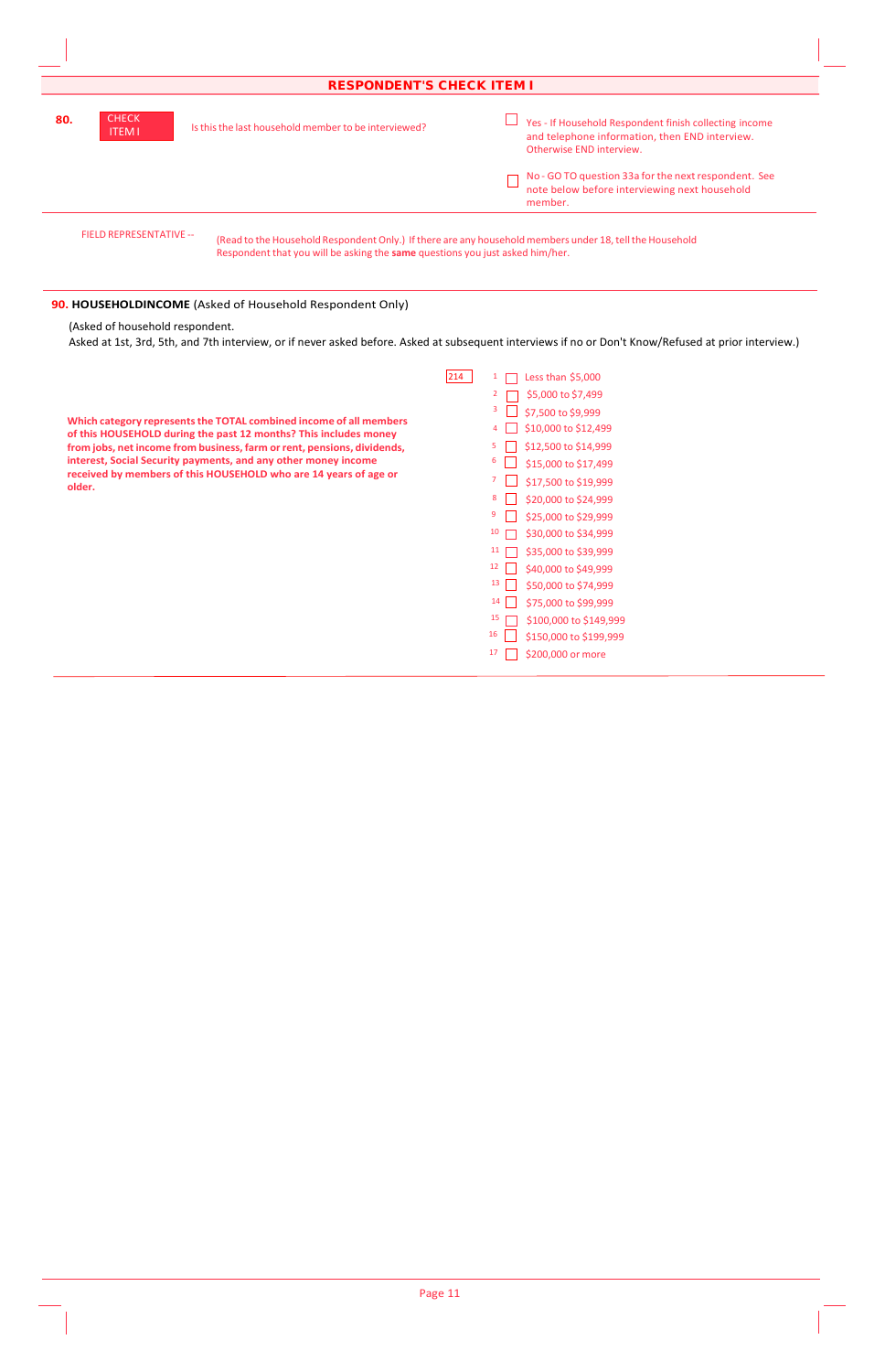## RESPONDENT'S CHECK ITEM I

**80.** CHECK ITEM I

Is this the last household member to be interviewed?

- ☐ Yes - If Household Respondent finish collecting income and telephone information, then END interview. Otherwise END interview.
- ☐ No - GO TO question 33a for the next respondent. See note below before interviewing next household member.

FIELD REPRESENTATIVE -- (Read to the Household Respondent Only.) If there are any household members under 18, tell the Household Respondent that you will be asking the **same** questions you just asked him/her.

**90. HOUSEHOLDINCOME** (Asked of Household Respondent Only)

(Asked of household respondent.
Asked at 1st, 3rd, 5th, and 7th interview, or if never asked before. Asked at subsequent interviews if no or Don't Know/Refused at prior interview.)

**Which category represents the TOTAL combined income of all members of this HOUSEHOLD during the past 12 months? This includes money from jobs, net income from business, farm or rent, pensions, dividends, interest, Social Security payments, and any other money income received by members of this HOUSEHOLD who are 14 years of age or older.**

214

1 ☐ Less than $5,000
2 ☐ $5,000 to $7,499
3 ☐ $7,500 to $9,999
4 ☐ $10,000 to $12,499
5 ☐ $12,500 to $14,999
6 ☐ $15,000 to $17,499
7 ☐ $17,500 to $19,999
8 ☐ $20,000 to $24,999
9 ☐ $25,000 to $29,999
10 ☐ $30,000 to $34,999
11 ☐ $35,000 to $39,999
12 ☐ $40,000 to $49,999
13 ☐ $50,000 to $74,999
14 ☐ $75,000 to $99,999
15 ☐ $100,000 to $149,999
16 ☐ $150,000 to $199,999
17 ☐ $200,000 or more